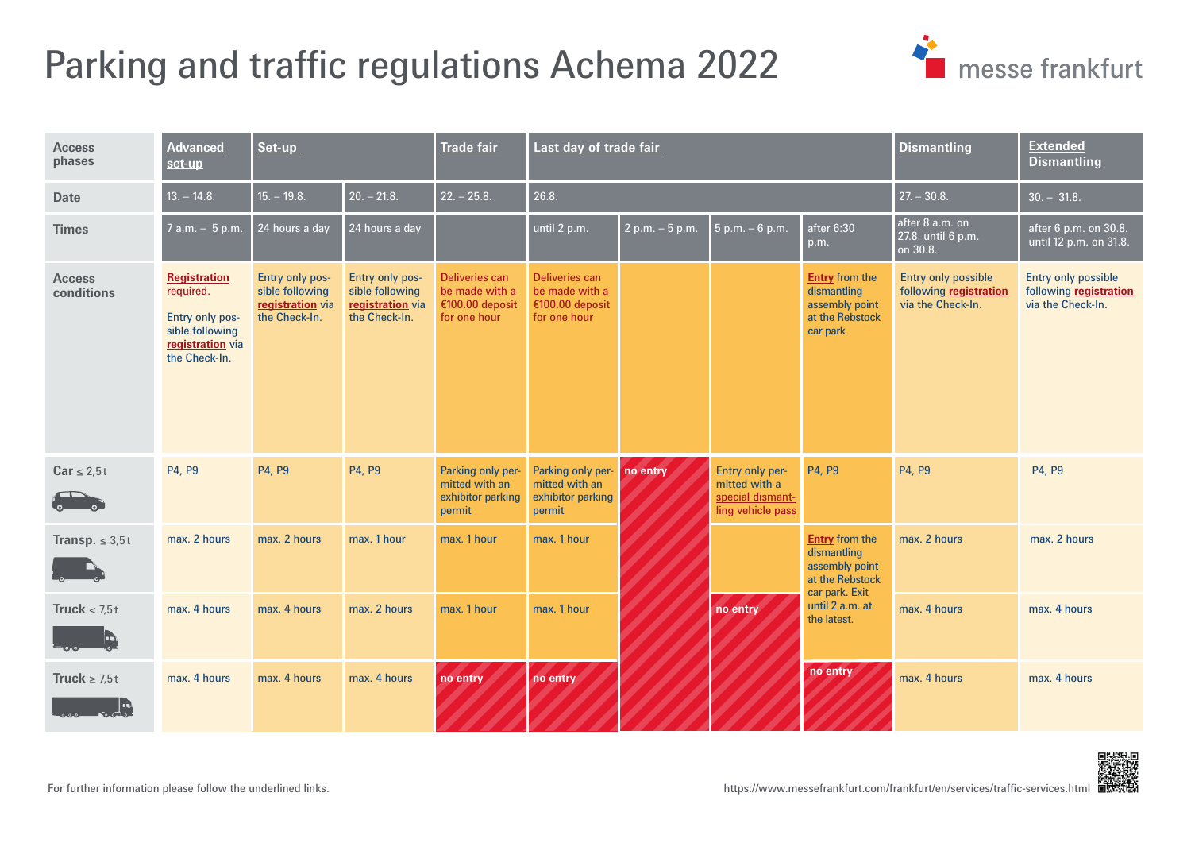# Parking and traffic regulations Achema 2022

| Access phases | Advanced set-up | Set-up | | Trade fair | Last day of trade fair | | | | Dismantling | Extended Dismantling |
|---|---|---|---|---|---|---|---|---|---|---|
| Date | 13. – 14.8. | 15. – 19.8. | 20. – 21.8. | 22. – 25.8. | 26.8. | | | | 27. – 30.8. | 30. – 31.8. |
| Times | 7 a.m. – 5 p.m. | 24 hours a day | 24 hours a day | | until 2 p.m. | 2 p.m. – 5 p.m. | 5 p.m. – 6 p.m. | after 6:30 p.m. | after 8 a.m. on 27.8. until 6 p.m. on 30.8. | after 6 p.m. on 30.8. until 12 p.m. on 31.8. |
| Access conditions | Registration required. Entry only possible following registration via the Check-In. | Entry only possible following registration via the Check-In. | Entry only possible following registration via the Check-In. | Deliveries can be made with a €100.00 deposit for one hour | Deliveries can be made with a €100.00 deposit for one hour | | | Entry from the dismantling assembly point at the Rebstock car park | Entry only possible following registration via the Check-In. | Entry only possible following registration via the Check-In. |
| Car ≤ 2,5 t | P4, P9 | P4, P9 | P4, P9 | Parking only permitted with an exhibitor parking permit | Parking only permitted with an exhibitor parking permit | no entry | Entry only permitted with a special dismantling vehicle pass | P4, P9 | P4, P9 | P4, P9 |
| Transp. ≤ 3,5 t | max. 2 hours | max. 2 hours | max. 1 hour | max. 1 hour | max. 1 hour | no entry | | Entry from the dismantling assembly point at the Rebstock car park. Exit until 2 a.m. at the latest. | max. 2 hours | max. 2 hours |
| Truck < 7,5 t | max. 4 hours | max. 4 hours | max. 2 hours | max. 1 hour | max. 1 hour | no entry | no entry | Entry from the dismantling assembly point at the Rebstock car park. Exit until 2 a.m. at the latest. | max. 4 hours | max. 4 hours |
| Truck ≥ 7,5 t | max. 4 hours | max. 4 hours | max. 4 hours | no entry | no entry | no entry | no entry | no entry | max. 4 hours | max. 4 hours |

For further information please follow the underlined links.

https://www.messefrankfurt.com/frankfurt/en/services/traffic-services.html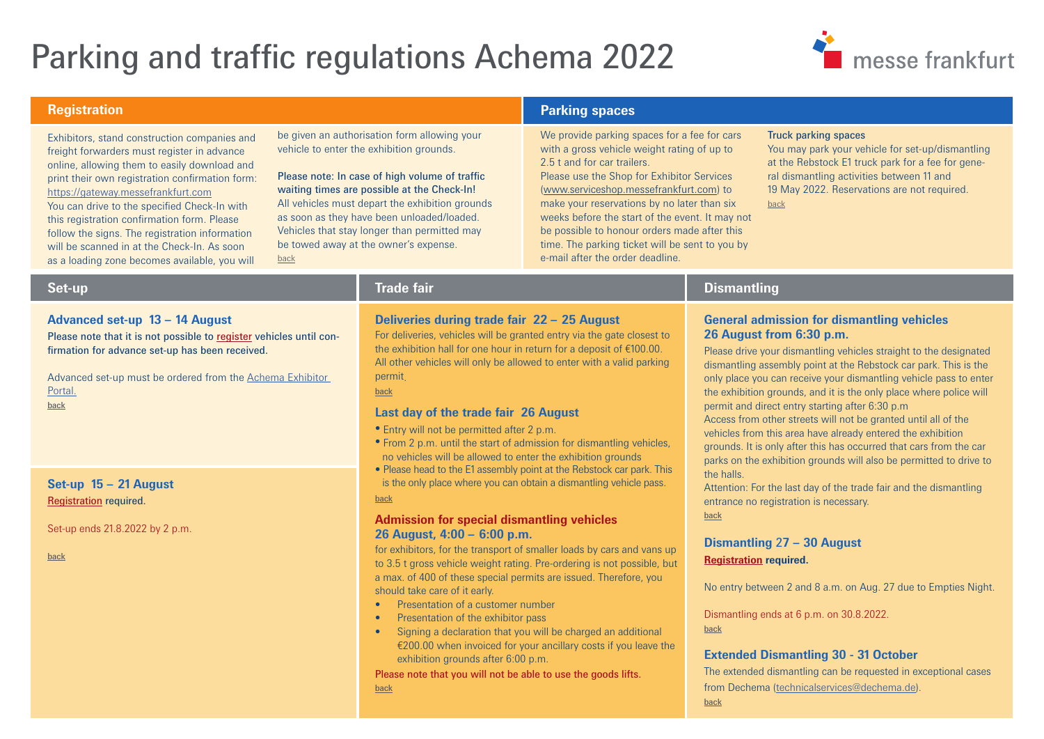# Parking and traffic regulations Achema 2022

## Registration

Exhibitors, stand construction companies and freight forwarders must register in advance online, allowing them to easily download and print their own registration confirmation form: https://gateway.messefrankfurt.com
You can drive to the specified Check-In with this registration confirmation form. Please follow the signs. The registration information will be scanned in at the Check-In. As soon as a loading zone becomes available, you will be given an authorisation form allowing your vehicle to enter the exhibition grounds.

**Please note: In case of high volume of traffic waiting times are possible at the Check-In!**
All vehicles must depart the exhibition grounds as soon as they have been unloaded/loaded. Vehicles that stay longer than permitted may be towed away at the owner's expense.
back

## Parking spaces

We provide parking spaces for a fee for cars with a gross vehicle weight rating of up to 2.5 t and for car trailers.
Please use the Shop for Exhibitor Services (www.serviceshop.messefrankfurt.com) to make your reservations by no later than six weeks before the start of the event. It may not be possible to honour orders made after this time. The parking ticket will be sent to you by e-mail after the order deadline.

### Truck parking spaces

You may park your vehicle for set-up/dismantling at the Rebstock E1 truck park for a fee for general dismantling activities between 11 and 19 May 2022. Reservations are not required.
back

## Set-up

### Advanced set-up 13 – 14 August

**Please note that it is not possible to register vehicles until confirmation for advance set-up has been received.**

Advanced set-up must be ordered from the Achema Exhibitor Portal.
back

### Set-up 15 – 21 August

**Registration required.**

Set-up ends 21.8.2022 by 2 p.m.

back

## Trade fair

### Deliveries during trade fair 22 – 25 August

For deliveries, vehicles will be granted entry via the gate closest to the exhibition hall for one hour in return for a deposit of €100.00. All other vehicles will only be allowed to enter with a valid parking permit.
back

### Last day of the trade fair 26 August

- Entry will not be permitted after 2 p.m.
- From 2 p.m. until the start of admission for dismantling vehicles, no vehicles will be allowed to enter the exhibition grounds
- Please head to the E1 assembly point at the Rebstock car park. This is the only place where you can obtain a dismantling vehicle pass.

back

### Admission for special dismantling vehicles 26 August, 4:00 – 6:00 p.m.

for exhibitors, for the transport of smaller loads by cars and vans up to 3.5 t gross vehicle weight rating. Pre-ordering is not possible, but a max. of 400 of these special permits are issued. Therefore, you should take care of it early.

- Presentation of a customer number
- Presentation of the exhibitor pass
- Signing a declaration that you will be charged an additional €200.00 when invoiced for your ancillary costs if you leave the exhibition grounds after 6:00 p.m.

Please note that you will not be able to use the goods lifts.
back

## Dismantling

### General admission for dismantling vehicles 26 August from 6:30 p.m.

Please drive your dismantling vehicles straight to the designated dismantling assembly point at the Rebstock car park. This is the only place you can receive your dismantling vehicle pass to enter the exhibition grounds, and it is the only place where police will permit and direct entry starting after 6:30 p.m
Access from other streets will not be granted until all of the vehicles from this area have already entered the exhibition grounds. It is only after this has occurred that cars from the car parks on the exhibition grounds will also be permitted to drive to the halls.
Attention: For the last day of the trade fair and the dismantling entrance no registration is necessary.
back

### Dismantling 27 – 30 August

**Registration required.**

No entry between 2 and 8 a.m. on Aug. 27 due to Empties Night.

Dismantling ends at 6 p.m. on 30.8.2022.
back

### Extended Dismantling 30 - 31 October

The extended dismantling can be requested in exceptional cases from Dechema (technicalservices@dechema.de).
back